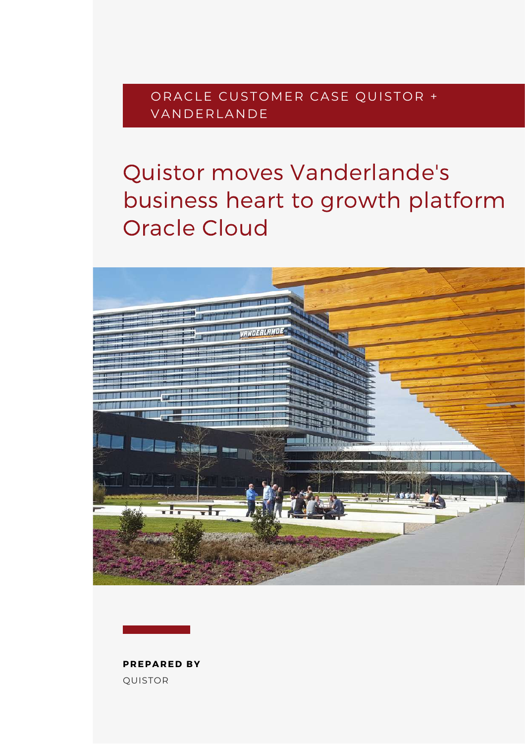ORACLE CUSTOMER CASE QUISTOR + VANDERLANDE

# Quistor moves Vanderlande's business heart to growth platform Oracle Cloud

**PREPARED BY**

QUISTOR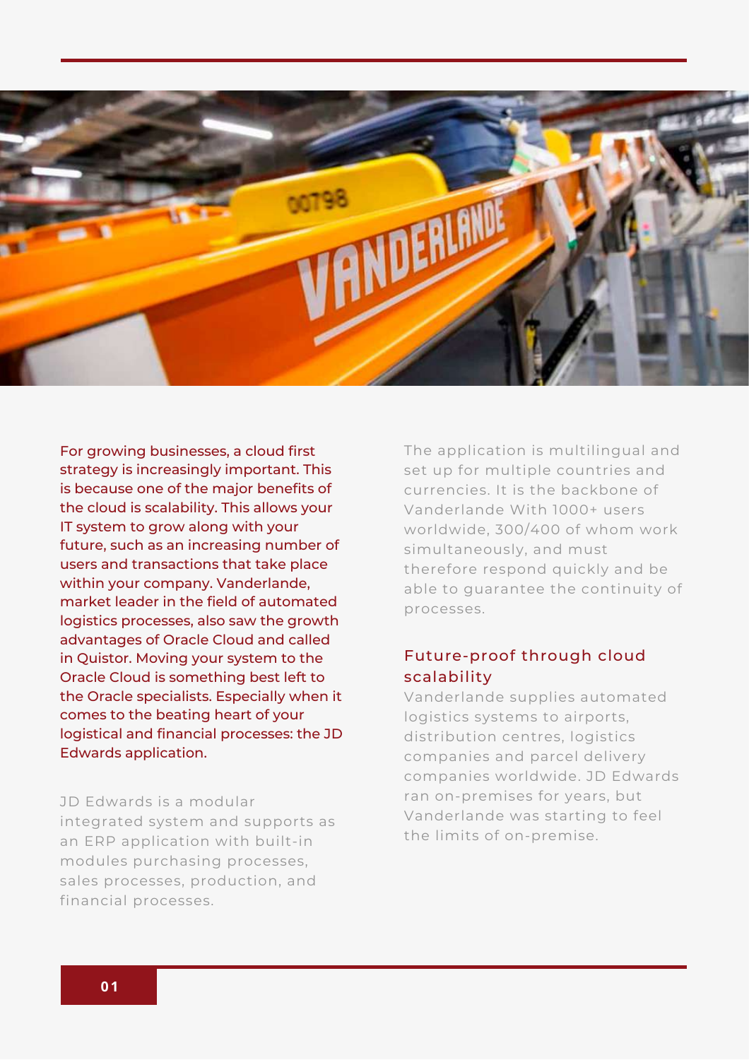For growing businesses, a cloud first strategy is increasingly important. This is because one of the major benefits of the cloud is scalability. This allows your IT system to grow along with your future, such as an increasing number of users and transactions that take place within your company. Vanderlande, market leader in the field of automated logistics processes, also saw the growth advantages of Oracle Cloud and called in Quistor. Moving your system to the Oracle Cloud is something best left to the Oracle specialists. Especially when it comes to the beating heart of your logistical and financial processes: the JD Edwards application.

JD Edwards is a modular integrated system and supports as an ERP application with built-in modules purchasing processes, sales processes, production, and financial processes.

The application is multilingual and set up for multiple countries and currencies. It is the backbone of Vanderlande With 1000+ users worldwide, 300/400 of whom work simultaneously, and must therefore respond quickly and be able to guarantee the continuity of processes.

## Future-proof through cloud scalability

Vanderlande supplies automated logistics systems to airports, distribution centres, logistics companies and parcel delivery companies worldwide. JD Edwards ran on-premises for years, but Vanderlande was starting to feel the limits of on-premise.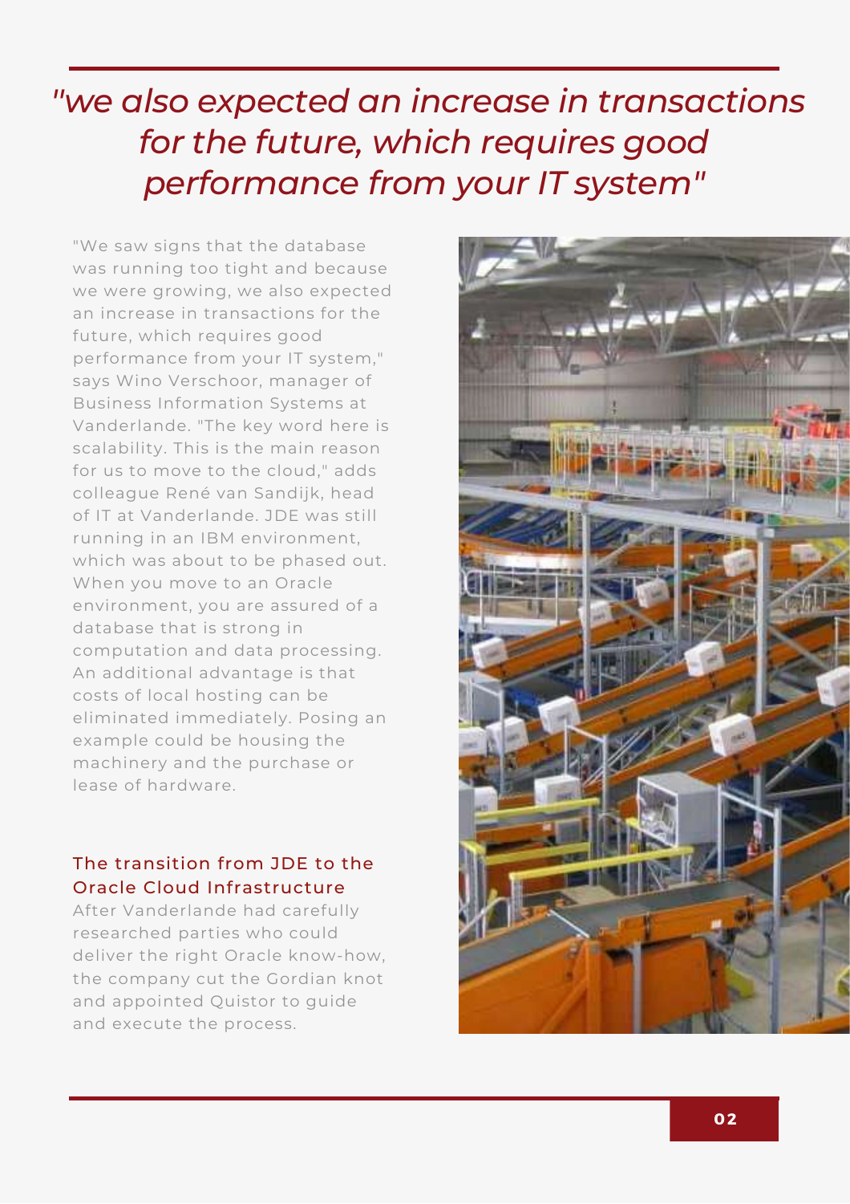*"we also expected an increase in transactions for the future, which requires good performance from your IT system"*

"We saw signs that the database was running too tight and because we were growing, we also expected an increase in transactions for the future, which requires good performance from your IT system," says Wino Verschoor, manager of Business Information Systems at Vanderlande. "The key word here is scalability. This is the main reason for us to move to the cloud," adds colleague René van Sandijk, head of IT at Vanderlande. JDE was still running in an IBM environment, which was about to be phased out. When you move to an Oracle environment, you are assured of a database that is strong in computation and data processing. An additional advantage is that costs of local hosting can be eliminated immediately. Posing an example could be housing the machinery and the purchase or lease of hardware.

## The transition from JDE to the Oracle Cloud Infrastructure

After Vanderlande had carefully researched parties who could deliver the right Oracle know-how, the company cut the Gordian knot and appointed Quistor to guide and execute the process.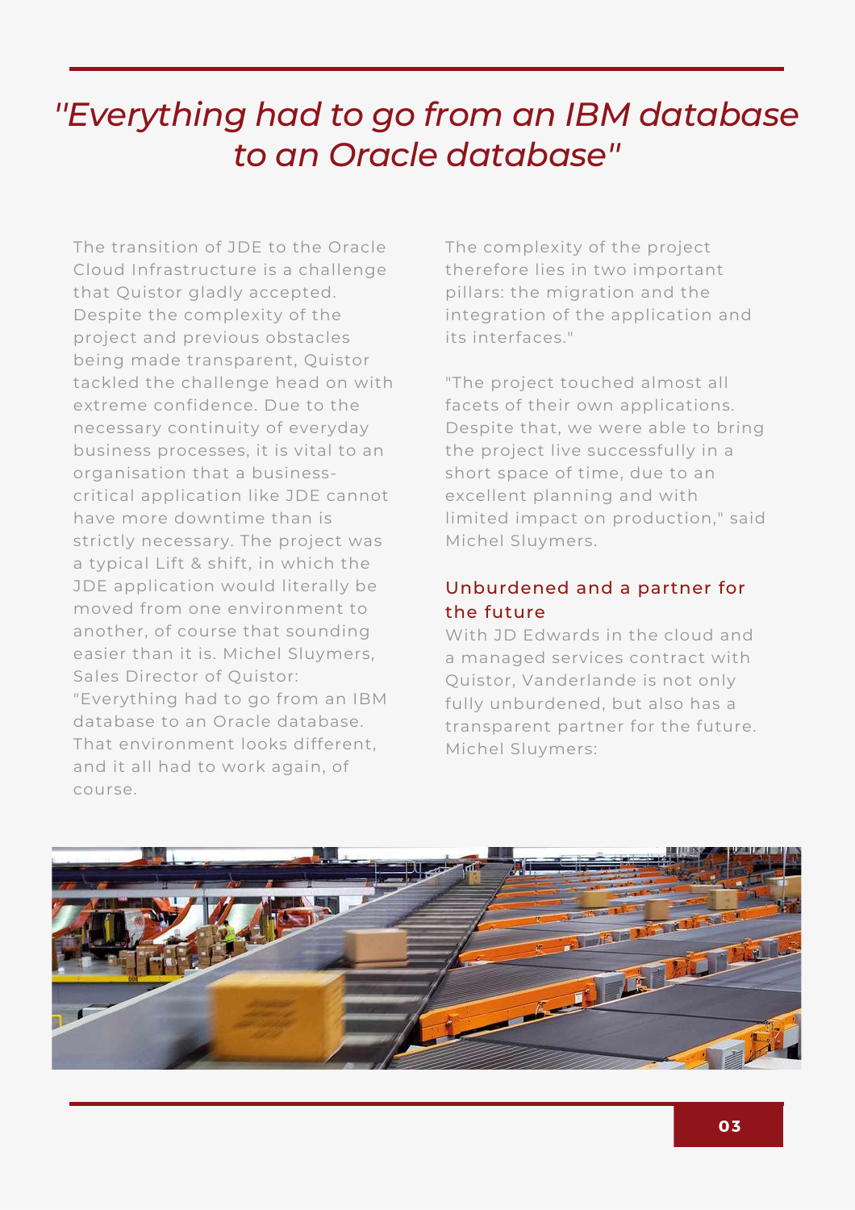# *"Everything had to go from an IBM database to an Oracle database"*

The transition of JDE to the Oracle Cloud Infrastructure is a challenge that Quistor gladly accepted. Despite the complexity of the project and previous obstacles being made transparent, Quistor tackled the challenge head on with extreme confidence. Due to the necessary continuity of everyday business processes, it is vital to an organisation that a business-critical application like JDE cannot have more downtime than is strictly necessary. The project was a typical Lift & shift, in which the JDE application would literally be moved from one environment to another, of course that sounding easier than it is. Michel Sluymers, Sales Director of Quistor: "Everything had to go from an IBM database to an Oracle database. That environment looks different, and it all had to work again, of course. The complexity of the project therefore lies in two important pillars: the migration and the integration of the application and its interfaces."

"The project touched almost all facets of their own applications. Despite that, we were able to bring the project live successfully in a short space of time, due to an excellent planning and with limited impact on production," said Michel Sluymers.

## Unburdened and a partner for the future

With JD Edwards in the cloud and a managed services contract with Quistor, Vanderlande is not only fully unburdened, but also has a transparent partner for the future. Michel Sluymers: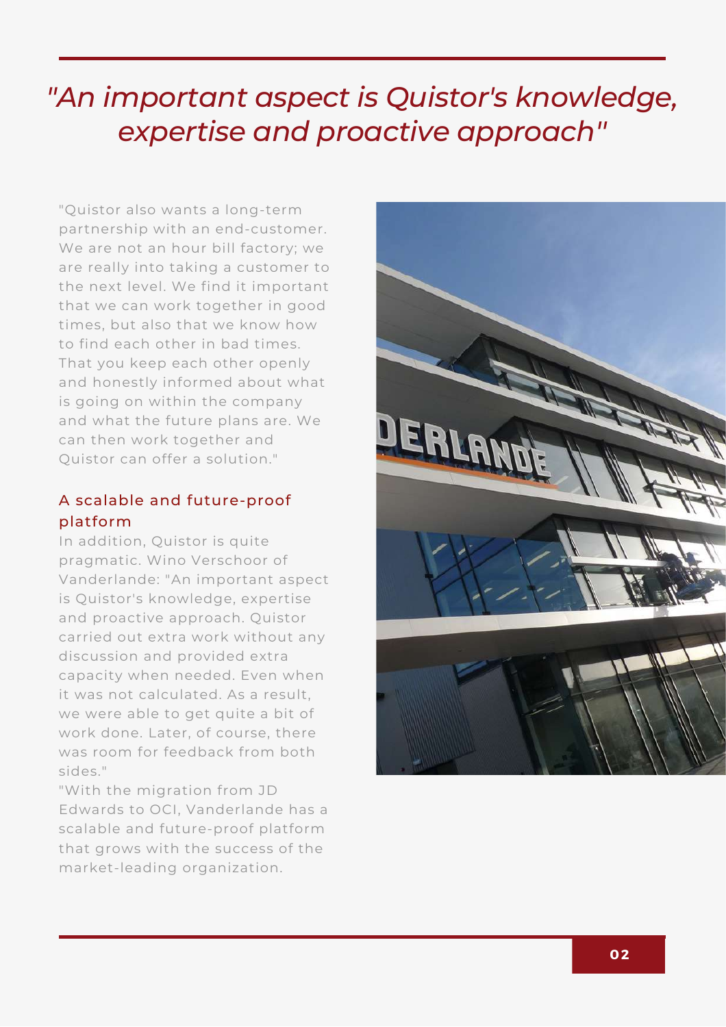# *"An important aspect is Quistor's knowledge, expertise and proactive approach"*

"Quistor also wants a long-term partnership with an end-customer. We are not an hour bill factory; we are really into taking a customer to the next level. We find it important that we can work together in good times, but also that we know how to find each other in bad times. That you keep each other openly and honestly informed about what is going on within the company and what the future plans are. We can then work together and Quistor can offer a solution."

## A scalable and future-proof platform

In addition, Quistor is quite pragmatic. Wino Verschoor of Vanderlande: "An important aspect is Quistor's knowledge, expertise and proactive approach. Quistor carried out extra work without any discussion and provided extra capacity when needed. Even when it was not calculated. As a result, we were able to get quite a bit of work done. Later, of course, there was room for feedback from both sides."

"With the migration from JD Edwards to OCI, Vanderlande has a scalable and future-proof platform that grows with the success of the market-leading organization.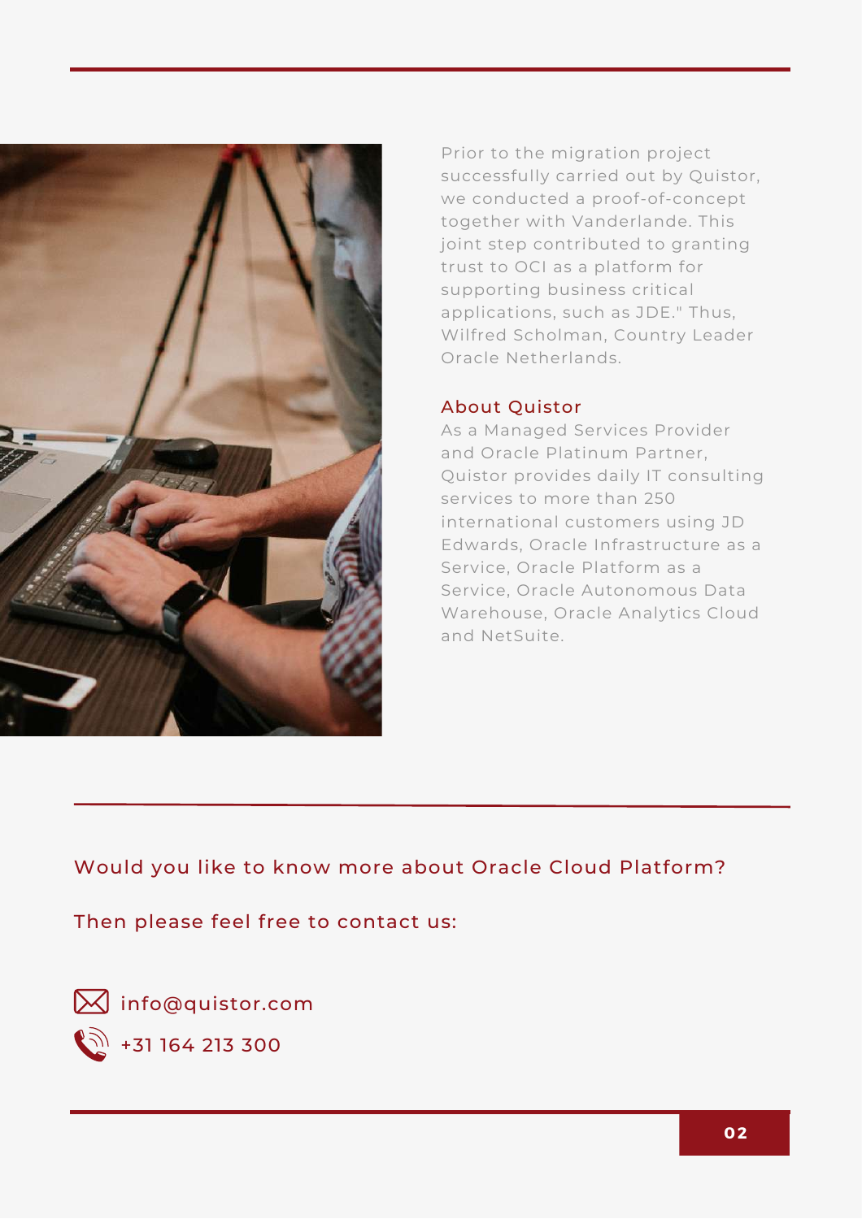Prior to the migration project successfully carried out by Quistor, we conducted a proof-of-concept together with Vanderlande. This joint step contributed to granting trust to OCI as a platform for supporting business critical applications, such as JDE." Thus, Wilfred Scholman, Country Leader Oracle Netherlands.

## About Quistor

As a Managed Services Provider and Oracle Platinum Partner, Quistor provides daily IT consulting services to more than 250 international customers using JD Edwards, Oracle Infrastructure as a Service, Oracle Platform as a Service, Oracle Autonomous Data Warehouse, Oracle Analytics Cloud and NetSuite.

Would you like to know more about Oracle Cloud Platform?

Then please feel free to contact us:

info@quistor.com

+31 164 213 300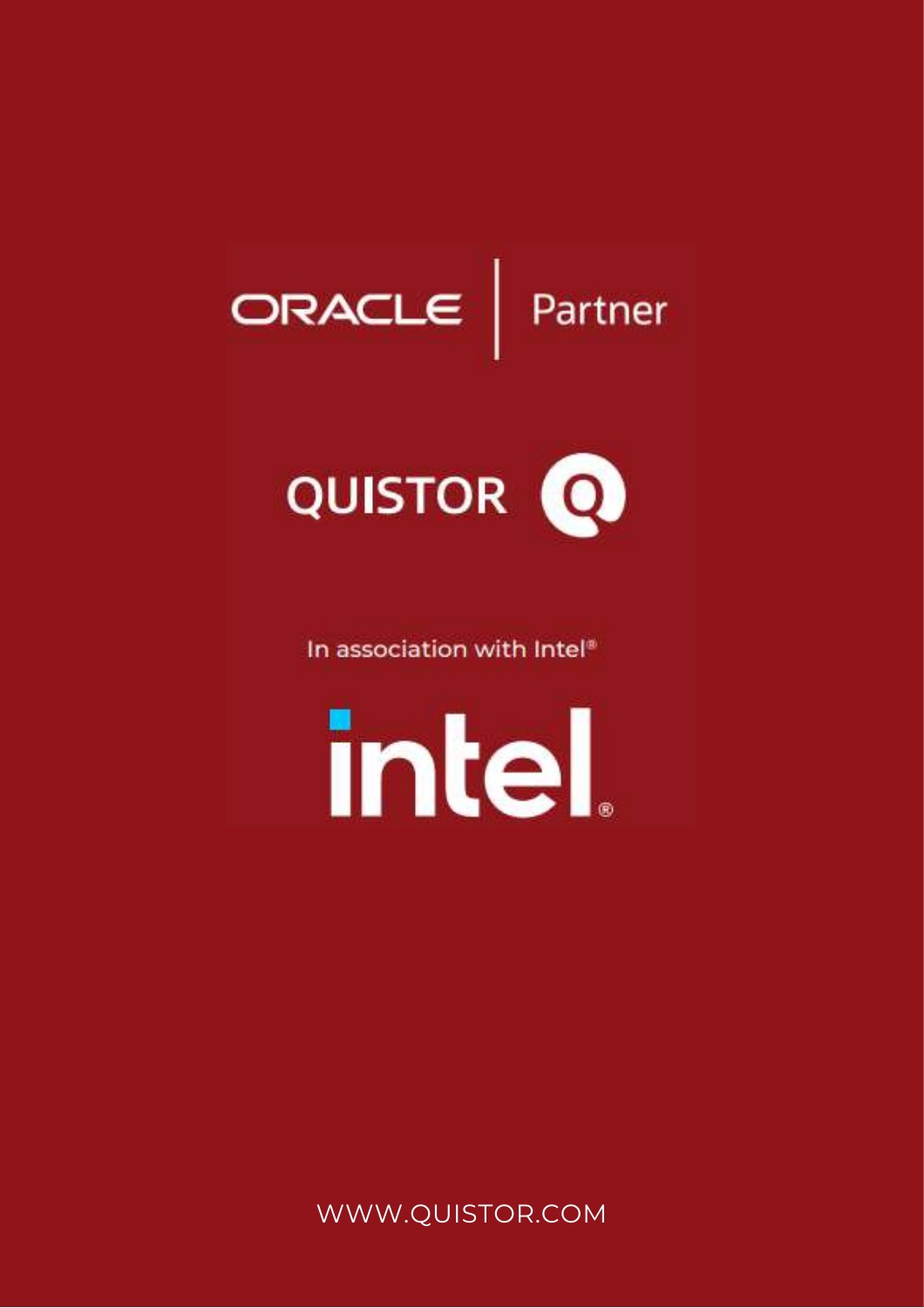ORACLE | Partner

QUISTOR

In association with Intel®

intel®

WWW.QUISTOR.COM